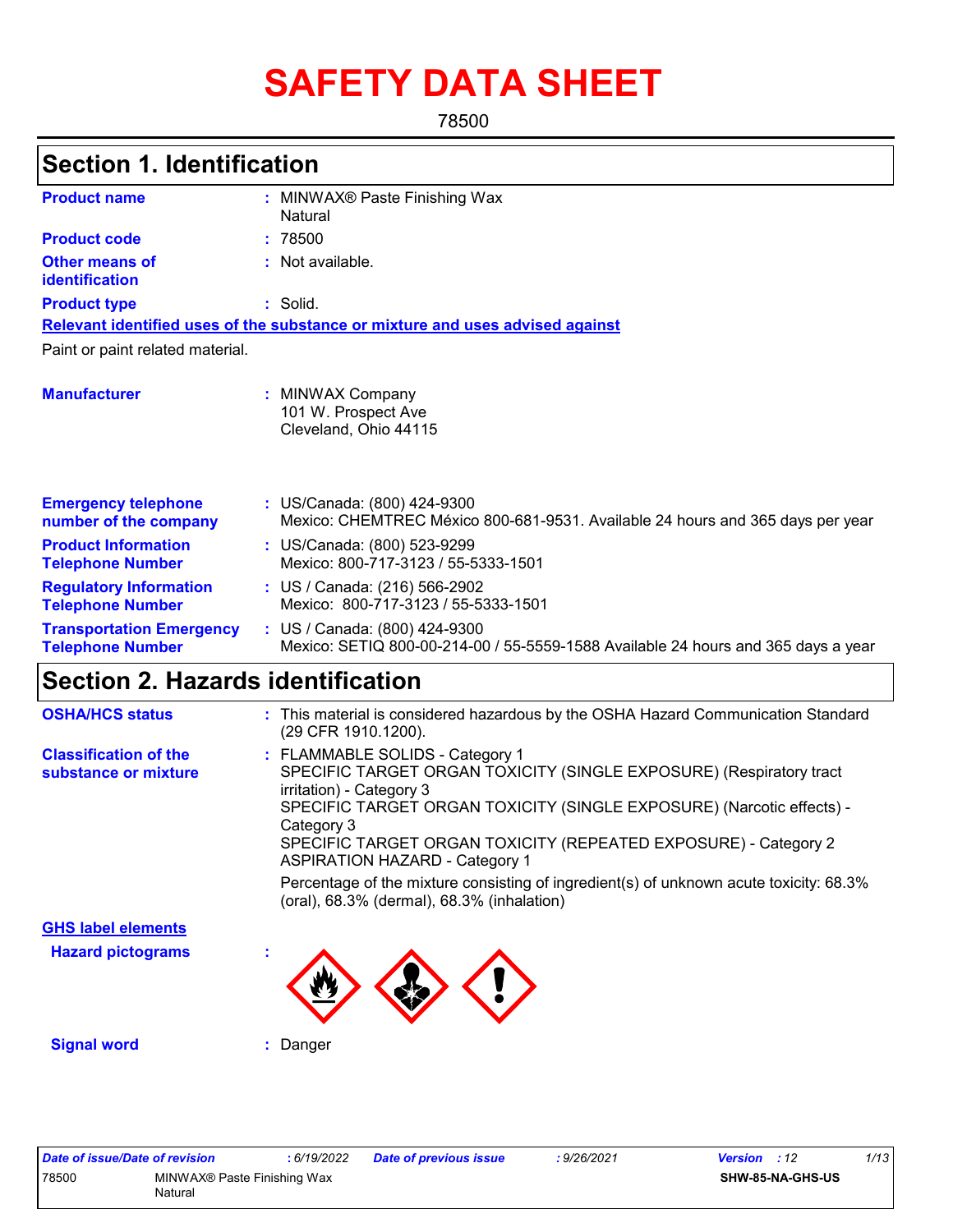# SAFETY DATA SHEET

78500

## Section 1. Identification

**Product name** : MINWAX® Paste Finishing Wax
Natural

**Product code** : 78500

**Other means of identification** : Not available.

**Product type** : Solid.

**Relevant identified uses of the substance or mixture and uses advised against**

Paint or paint related material.

**Manufacturer** : MINWAX Company
101 W. Prospect Ave
Cleveland, Ohio 44115

**Emergency telephone number of the company** : US/Canada: (800) 424-9300
Mexico: CHEMTREC México 800-681-9531. Available 24 hours and 365 days per year

**Product Information Telephone Number** : US/Canada: (800) 523-9299
Mexico: 800-717-3123 / 55-5333-1501

**Regulatory Information Telephone Number** : US / Canada: (216) 566-2902
Mexico: 800-717-3123 / 55-5333-1501

**Transportation Emergency Telephone Number** : US / Canada: (800) 424-9300
Mexico: SETIQ 800-00-214-00 / 55-5559-1588 Available 24 hours and 365 days a year

## Section 2. Hazards identification

**OSHA/HCS status** : This material is considered hazardous by the OSHA Hazard Communication Standard (29 CFR 1910.1200).

**Classification of the substance or mixture** : FLAMMABLE SOLIDS - Category 1
SPECIFIC TARGET ORGAN TOXICITY (SINGLE EXPOSURE) (Respiratory tract irritation) - Category 3
SPECIFIC TARGET ORGAN TOXICITY (SINGLE EXPOSURE) (Narcotic effects) - Category 3
SPECIFIC TARGET ORGAN TOXICITY (REPEATED EXPOSURE) - Category 2
ASPIRATION HAZARD - Category 1

Percentage of the mixture consisting of ingredient(s) of unknown acute toxicity: 68.3% (oral), 68.3% (dermal), 68.3% (inhalation)

**GHS label elements**

**Hazard pictograms** :

**Signal word** : Danger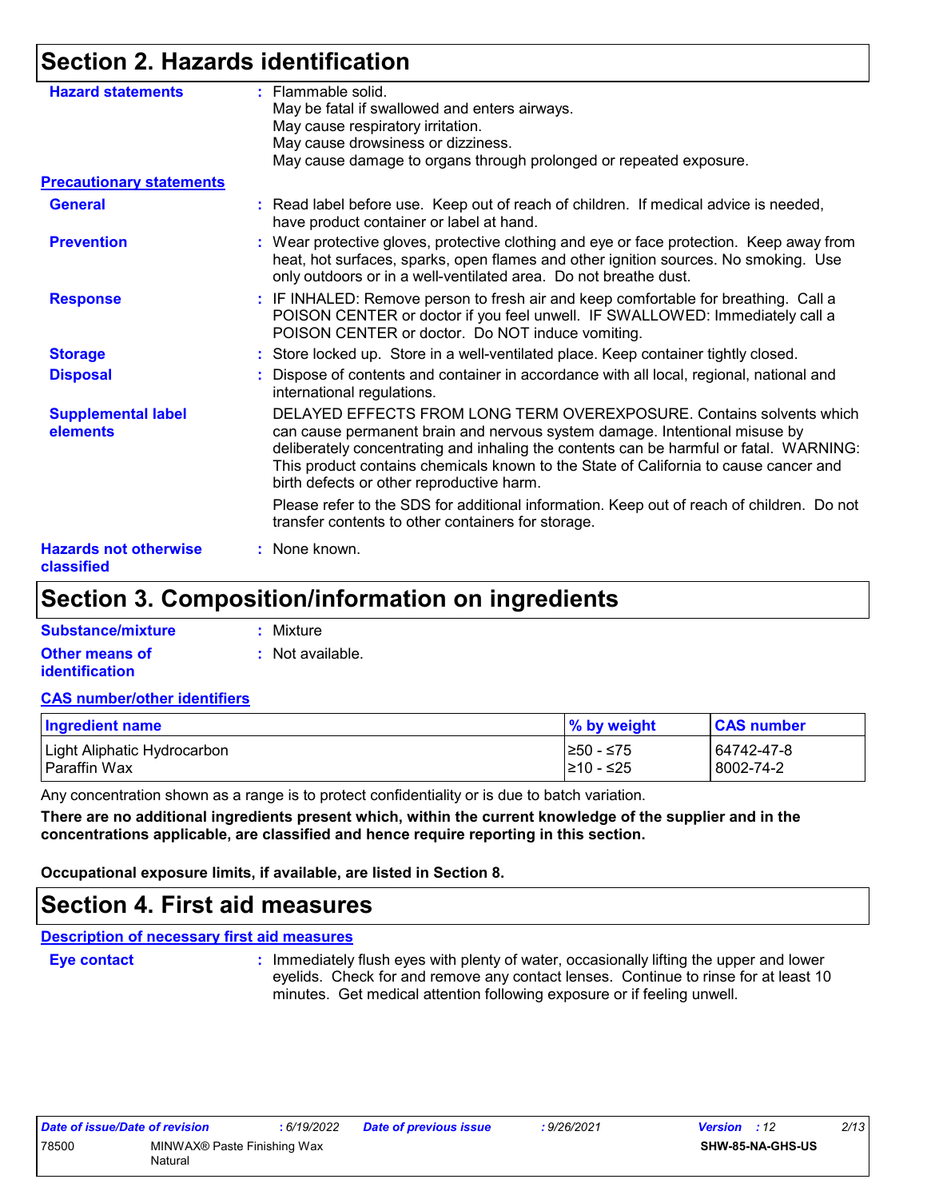# Section 2. Hazards identification

**Hazard statements** : Flammable solid.
May be fatal if swallowed and enters airways.
May cause respiratory irritation.
May cause drowsiness or dizziness.
May cause damage to organs through prolonged or repeated exposure.

**Precautionary statements**

**General** : Read label before use. Keep out of reach of children. If medical advice is needed, have product container or label at hand.

**Prevention** : Wear protective gloves, protective clothing and eye or face protection. Keep away from heat, hot surfaces, sparks, open flames and other ignition sources. No smoking. Use only outdoors or in a well-ventilated area. Do not breathe dust.

**Response** : IF INHALED: Remove person to fresh air and keep comfortable for breathing. Call a POISON CENTER or doctor if you feel unwell. IF SWALLOWED: Immediately call a POISON CENTER or doctor. Do NOT induce vomiting.

**Storage** : Store locked up. Store in a well-ventilated place. Keep container tightly closed.

**Disposal** : Dispose of contents and container in accordance with all local, regional, national and international regulations.

**Supplemental label elements** DELAYED EFFECTS FROM LONG TERM OVEREXPOSURE. Contains solvents which can cause permanent brain and nervous system damage. Intentional misuse by deliberately concentrating and inhaling the contents can be harmful or fatal. WARNING: This product contains chemicals known to the State of California to cause cancer and birth defects or other reproductive harm.

Please refer to the SDS for additional information. Keep out of reach of children. Do not transfer contents to other containers for storage.

**Hazards not otherwise classified** : None known.

# Section 3. Composition/information on ingredients

**Substance/mixture** : Mixture

**Other means of identification** : Not available.

**CAS number/other identifiers**

| Ingredient name | % by weight | CAS number |
|---|---|---|
| Light Aliphatic Hydrocarbon | ≥50 - ≤75 | 64742-47-8 |
| Paraffin Wax | ≥10 - ≤25 | 8002-74-2 |

Any concentration shown as a range is to protect confidentiality or is due to batch variation.

**There are no additional ingredients present which, within the current knowledge of the supplier and in the concentrations applicable, are classified and hence require reporting in this section.**

**Occupational exposure limits, if available, are listed in Section 8.**

# Section 4. First aid measures

**Description of necessary first aid measures**

**Eye contact** : Immediately flush eyes with plenty of water, occasionally lifting the upper and lower eyelids. Check for and remove any contact lenses. Continue to rinse for at least 10 minutes. Get medical attention following exposure or if feeling unwell.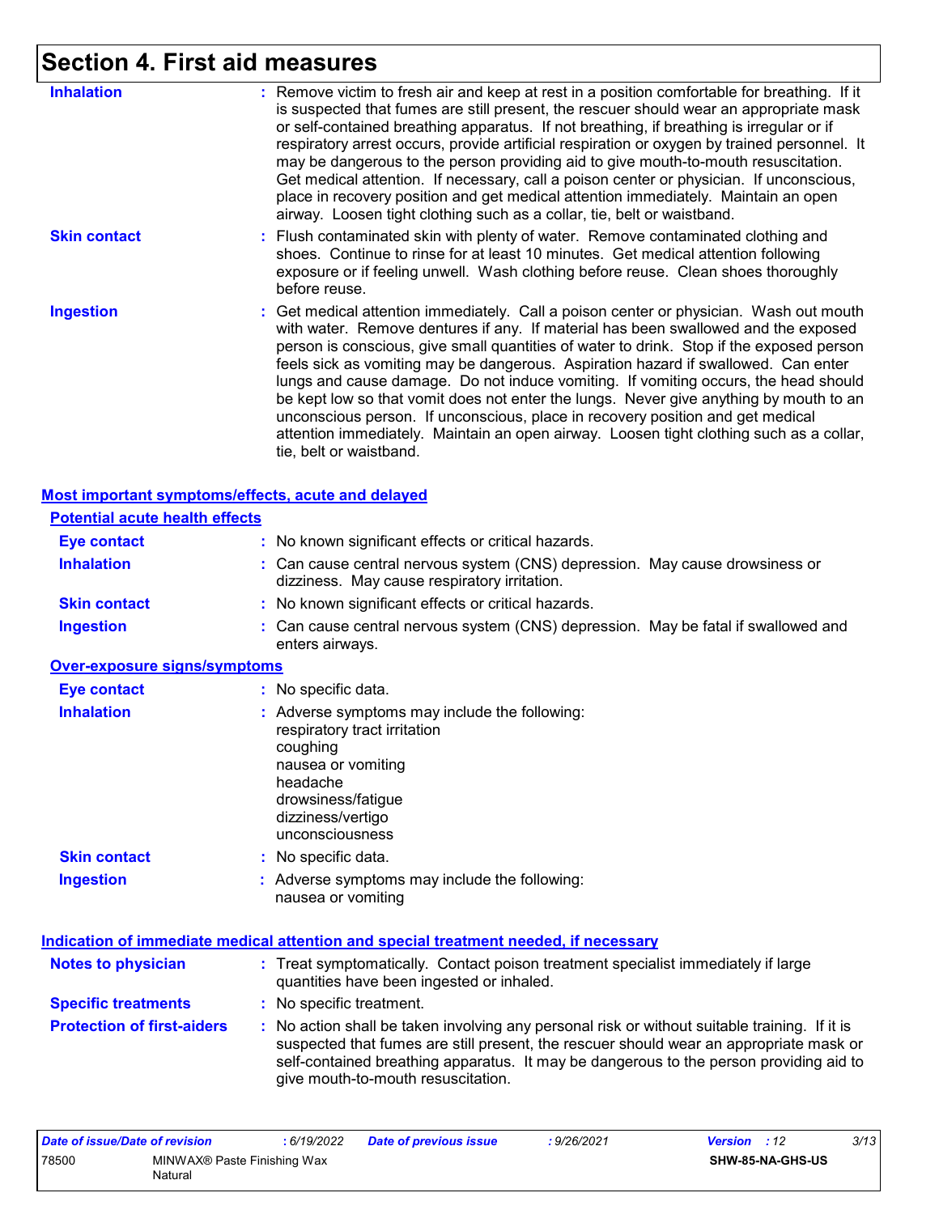# Section 4. First aid measures

**Inhalation** : Remove victim to fresh air and keep at rest in a position comfortable for breathing. If it is suspected that fumes are still present, the rescuer should wear an appropriate mask or self-contained breathing apparatus. If not breathing, if breathing is irregular or if respiratory arrest occurs, provide artificial respiration or oxygen by trained personnel. It may be dangerous to the person providing aid to give mouth-to-mouth resuscitation. Get medical attention. If necessary, call a poison center or physician. If unconscious, place in recovery position and get medical attention immediately. Maintain an open airway. Loosen tight clothing such as a collar, tie, belt or waistband.

**Skin contact** : Flush contaminated skin with plenty of water. Remove contaminated clothing and shoes. Continue to rinse for at least 10 minutes. Get medical attention following exposure or if feeling unwell. Wash clothing before reuse. Clean shoes thoroughly before reuse.

**Ingestion** : Get medical attention immediately. Call a poison center or physician. Wash out mouth with water. Remove dentures if any. If material has been swallowed and the exposed person is conscious, give small quantities of water to drink. Stop if the exposed person feels sick as vomiting may be dangerous. Aspiration hazard if swallowed. Can enter lungs and cause damage. Do not induce vomiting. If vomiting occurs, the head should be kept low so that vomit does not enter the lungs. Never give anything by mouth to an unconscious person. If unconscious, place in recovery position and get medical attention immediately. Maintain an open airway. Loosen tight clothing such as a collar, tie, belt or waistband.

## Most important symptoms/effects, acute and delayed

### Potential acute health effects

**Eye contact** : No known significant effects or critical hazards.

**Inhalation** : Can cause central nervous system (CNS) depression. May cause drowsiness or dizziness. May cause respiratory irritation.

**Skin contact** : No known significant effects or critical hazards.

**Ingestion** : Can cause central nervous system (CNS) depression. May be fatal if swallowed and enters airways.

### Over-exposure signs/symptoms

**Eye contact** : No specific data.

**Inhalation** : Adverse symptoms may include the following:
respiratory tract irritation
coughing
nausea or vomiting
headache
drowsiness/fatigue
dizziness/vertigo
unconsciousness

**Skin contact** : No specific data.

**Ingestion** : Adverse symptoms may include the following:
nausea or vomiting

## Indication of immediate medical attention and special treatment needed, if necessary

**Notes to physician** : Treat symptomatically. Contact poison treatment specialist immediately if large quantities have been ingested or inhaled.

**Specific treatments** : No specific treatment.

**Protection of first-aiders** : No action shall be taken involving any personal risk or without suitable training. If it is suspected that fumes are still present, the rescuer should wear an appropriate mask or self-contained breathing apparatus. It may be dangerous to the person providing aid to give mouth-to-mouth resuscitation.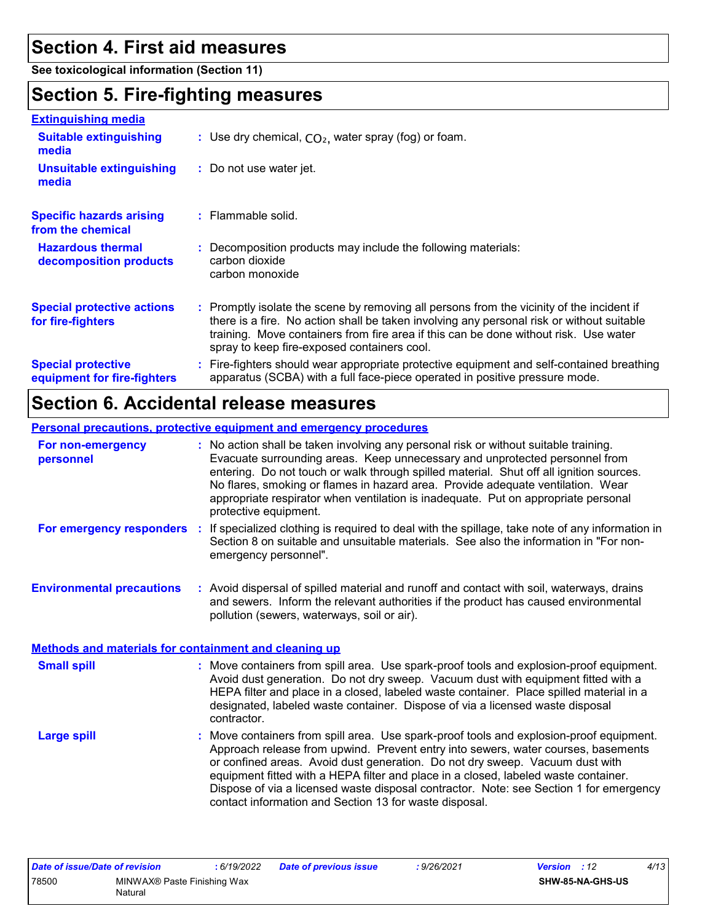## Section 4. First aid measures

**See toxicological information (Section 11)**

## Section 5. Fire-fighting measures

### Extinguishing media

**Suitable extinguishing media** : Use dry chemical, $CO_2$, water spray (fog) or foam.

**Unsuitable extinguishing media** : Do not use water jet.

**Specific hazards arising from the chemical** : Flammable solid.

**Hazardous thermal decomposition products** : Decomposition products may include the following materials:
carbon dioxide
carbon monoxide

**Special protective actions for fire-fighters** : Promptly isolate the scene by removing all persons from the vicinity of the incident if there is a fire. No action shall be taken involving any personal risk or without suitable training. Move containers from fire area if this can be done without risk. Use water spray to keep fire-exposed containers cool.

**Special protective equipment for fire-fighters** : Fire-fighters should wear appropriate protective equipment and self-contained breathing apparatus (SCBA) with a full face-piece operated in positive pressure mode.

## Section 6. Accidental release measures

### Personal precautions, protective equipment and emergency procedures

**For non-emergency personnel** : No action shall be taken involving any personal risk or without suitable training. Evacuate surrounding areas. Keep unnecessary and unprotected personnel from entering. Do not touch or walk through spilled material. Shut off all ignition sources. No flares, smoking or flames in hazard area. Provide adequate ventilation. Wear appropriate respirator when ventilation is inadequate. Put on appropriate personal protective equipment.

**For emergency responders** : If specialized clothing is required to deal with the spillage, take note of any information in Section 8 on suitable and unsuitable materials. See also the information in "For non-emergency personnel".

**Environmental precautions** : Avoid dispersal of spilled material and runoff and contact with soil, waterways, drains and sewers. Inform the relevant authorities if the product has caused environmental pollution (sewers, waterways, soil or air).

### Methods and materials for containment and cleaning up

**Small spill** : Move containers from spill area. Use spark-proof tools and explosion-proof equipment. Avoid dust generation. Do not dry sweep. Vacuum dust with equipment fitted with a HEPA filter and place in a closed, labeled waste container. Place spilled material in a designated, labeled waste container. Dispose of via a licensed waste disposal contractor.

**Large spill** : Move containers from spill area. Use spark-proof tools and explosion-proof equipment. Approach release from upwind. Prevent entry into sewers, water courses, basements or confined areas. Avoid dust generation. Do not dry sweep. Vacuum dust with equipment fitted with a HEPA filter and place in a closed, labeled waste container. Dispose of via a licensed waste disposal contractor. Note: see Section 1 for emergency contact information and Section 13 for waste disposal.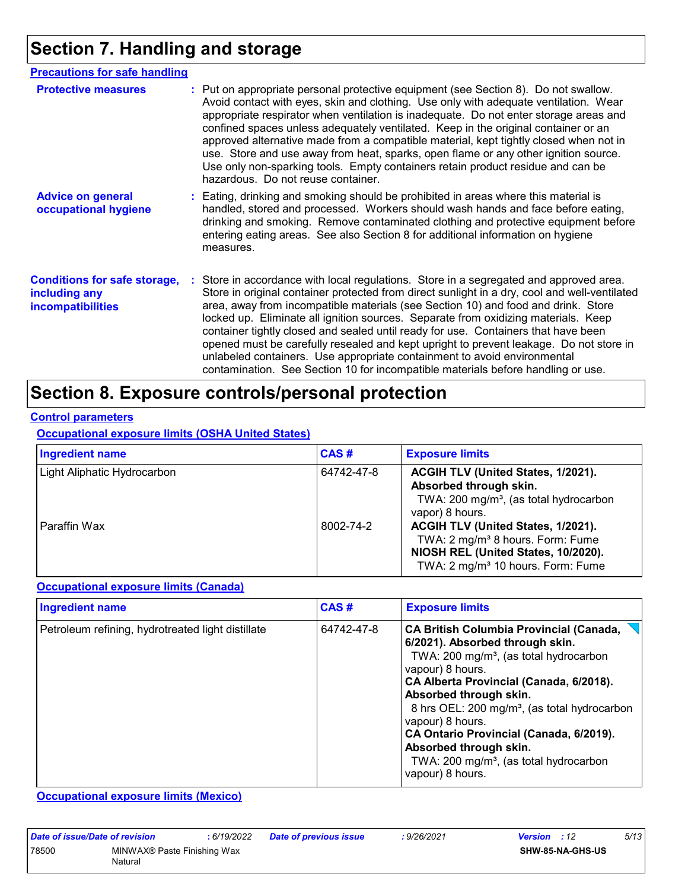# Section 7. Handling and storage

## Precautions for safe handling

**Protective measures** : Put on appropriate personal protective equipment (see Section 8). Do not swallow. Avoid contact with eyes, skin and clothing. Use only with adequate ventilation. Wear appropriate respirator when ventilation is inadequate. Do not enter storage areas and confined spaces unless adequately ventilated. Keep in the original container or an approved alternative made from a compatible material, kept tightly closed when not in use. Store and use away from heat, sparks, open flame or any other ignition source. Use only non-sparking tools. Empty containers retain product residue and can be hazardous. Do not reuse container.

**Advice on general occupational hygiene** : Eating, drinking and smoking should be prohibited in areas where this material is handled, stored and processed. Workers should wash hands and face before eating, drinking and smoking. Remove contaminated clothing and protective equipment before entering eating areas. See also Section 8 for additional information on hygiene measures.

**Conditions for safe storage, including any incompatibilities** : Store in accordance with local regulations. Store in a segregated and approved area. Store in original container protected from direct sunlight in a dry, cool and well-ventilated area, away from incompatible materials (see Section 10) and food and drink. Store locked up. Eliminate all ignition sources. Separate from oxidizing materials. Keep container tightly closed and sealed until ready for use. Containers that have been opened must be carefully resealed and kept upright to prevent leakage. Do not store in unlabeled containers. Use appropriate containment to avoid environmental contamination. See Section 10 for incompatible materials before handling or use.

# Section 8. Exposure controls/personal protection

## Control parameters

### Occupational exposure limits (OSHA United States)

| Ingredient name | CAS # | Exposure limits |
|---|---|---|
| Light Aliphatic Hydrocarbon | 64742-47-8 | **ACGIH TLV (United States, 1/2021). Absorbed through skin.** TWA: 200 mg/m³, (as total hydrocarbon vapor) 8 hours. |
| Paraffin Wax | 8002-74-2 | **ACGIH TLV (United States, 1/2021).** TWA: 2 mg/m³ 8 hours. Form: Fume **NIOSH REL (United States, 10/2020).** TWA: 2 mg/m³ 10 hours. Form: Fume |

### Occupational exposure limits (Canada)

| Ingredient name | CAS # | Exposure limits |
|---|---|---|
| Petroleum refining, hydrotreated light distillate | 64742-47-8 | **CA British Columbia Provincial (Canada, 6/2021). Absorbed through skin.** TWA: 200 mg/m³, (as total hydrocarbon vapour) 8 hours. **CA Alberta Provincial (Canada, 6/2018). Absorbed through skin.** 8 hrs OEL: 200 mg/m³, (as total hydrocarbon vapour) 8 hours. **CA Ontario Provincial (Canada, 6/2019). Absorbed through skin.** TWA: 200 mg/m³, (as total hydrocarbon vapour) 8 hours. |

### Occupational exposure limits (Mexico)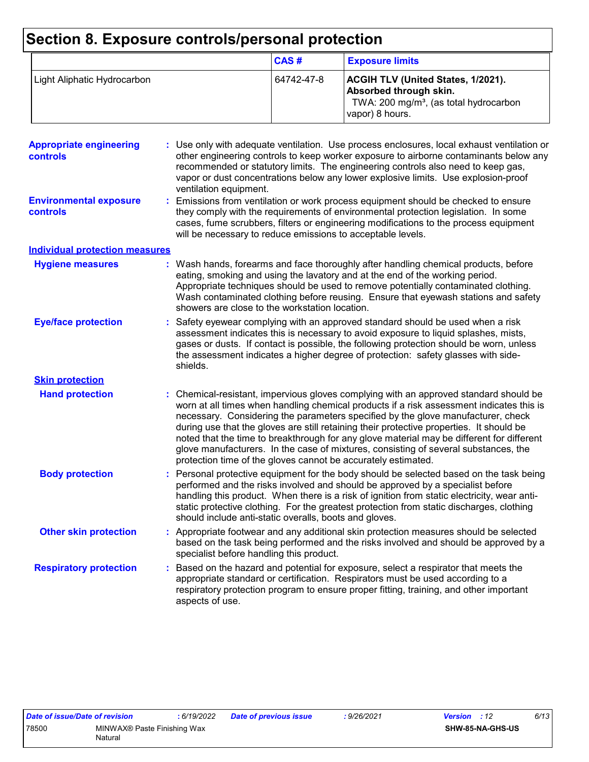# Section 8. Exposure controls/personal protection

| | CAS # | Exposure limits |
|---|---|---|
| Light Aliphatic Hydrocarbon | 64742-47-8 | **ACGIH TLV (United States, 1/2021). Absorbed through skin.** TWA: 200 mg/m³, (as total hydrocarbon vapor) 8 hours. |

**Appropriate engineering controls** : Use only with adequate ventilation. Use process enclosures, local exhaust ventilation or other engineering controls to keep worker exposure to airborne contaminants below any recommended or statutory limits. The engineering controls also need to keep gas, vapor or dust concentrations below any lower explosive limits. Use explosion-proof ventilation equipment.

**Environmental exposure controls** : Emissions from ventilation or work process equipment should be checked to ensure they comply with the requirements of environmental protection legislation. In some cases, fume scrubbers, filters or engineering modifications to the process equipment will be necessary to reduce emissions to acceptable levels.

## Individual protection measures

**Hygiene measures** : Wash hands, forearms and face thoroughly after handling chemical products, before eating, smoking and using the lavatory and at the end of the working period. Appropriate techniques should be used to remove potentially contaminated clothing. Wash contaminated clothing before reusing. Ensure that eyewash stations and safety showers are close to the workstation location.

**Eye/face protection** : Safety eyewear complying with an approved standard should be used when a risk assessment indicates this is necessary to avoid exposure to liquid splashes, mists, gases or dusts. If contact is possible, the following protection should be worn, unless the assessment indicates a higher degree of protection: safety glasses with side-shields.

### Skin protection

**Hand protection** : Chemical-resistant, impervious gloves complying with an approved standard should be worn at all times when handling chemical products if a risk assessment indicates this is necessary. Considering the parameters specified by the glove manufacturer, check during use that the gloves are still retaining their protective properties. It should be noted that the time to breakthrough for any glove material may be different for different glove manufacturers. In the case of mixtures, consisting of several substances, the protection time of the gloves cannot be accurately estimated.

**Body protection** : Personal protective equipment for the body should be selected based on the task being performed and the risks involved and should be approved by a specialist before handling this product. When there is a risk of ignition from static electricity, wear anti-static protective clothing. For the greatest protection from static discharges, clothing should include anti-static overalls, boots and gloves.

**Other skin protection** : Appropriate footwear and any additional skin protection measures should be selected based on the task being performed and the risks involved and should be approved by a specialist before handling this product.

**Respiratory protection** : Based on the hazard and potential for exposure, select a respirator that meets the appropriate standard or certification. Respirators must be used according to a respiratory protection program to ensure proper fitting, training, and other important aspects of use.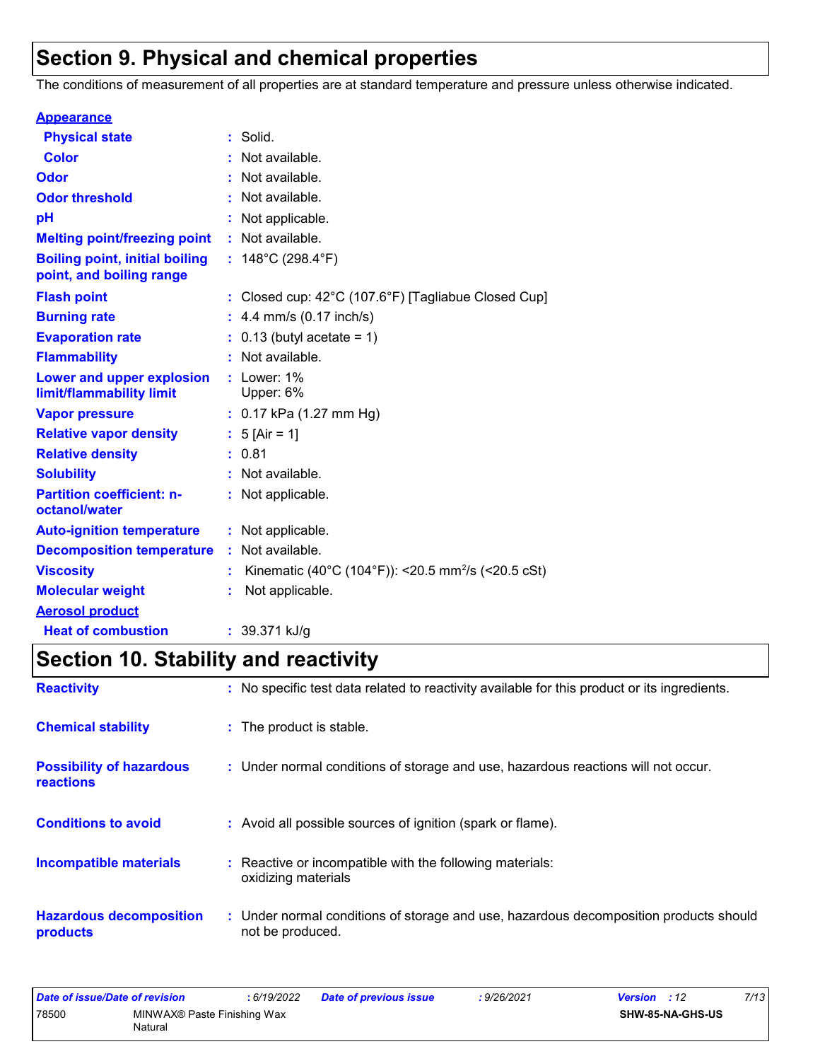# Section 9. Physical and chemical properties

The conditions of measurement of all properties are at standard temperature and pressure unless otherwise indicated.

| | |
|---|---|
| **Appearance** | |
| **Physical state** | : Solid. |
| **Color** | : Not available. |
| **Odor** | : Not available. |
| **Odor threshold** | : Not available. |
| **pH** | : Not applicable. |
| **Melting point/freezing point** | : Not available. |
| **Boiling point, initial boiling point, and boiling range** | : 148°C (298.4°F) |
| **Flash point** | : Closed cup: 42°C (107.6°F) [Tagliabue Closed Cup] |
| **Burning rate** | : 4.4 mm/s (0.17 inch/s) |
| **Evaporation rate** | : 0.13 (butyl acetate = 1) |
| **Flammability** | : Not available. |
| **Lower and upper explosion limit/flammability limit** | : Lower: 1% Upper: 6% |
| **Vapor pressure** | : 0.17 kPa (1.27 mm Hg) |
| **Relative vapor density** | : 5 [Air = 1] |
| **Relative density** | : 0.81 |
| **Solubility** | : Not available. |
| **Partition coefficient: n-octanol/water** | : Not applicable. |
| **Auto-ignition temperature** | : Not applicable. |
| **Decomposition temperature** | : Not available. |
| **Viscosity** | : Kinematic (40°C (104°F)): <20.5 $mm^2/s$ (<20.5 cSt) |
| **Molecular weight** | : Not applicable. |
| **Aerosol product** | |
| **Heat of combustion** | : 39.371 kJ/g |

# Section 10. Stability and reactivity

| | |
|---|---|
| **Reactivity** | : No specific test data related to reactivity available for this product or its ingredients. |
| **Chemical stability** | : The product is stable. |
| **Possibility of hazardous reactions** | : Under normal conditions of storage and use, hazardous reactions will not occur. |
| **Conditions to avoid** | : Avoid all possible sources of ignition (spark or flame). |
| **Incompatible materials** | : Reactive or incompatible with the following materials: oxidizing materials |
| **Hazardous decomposition products** | : Under normal conditions of storage and use, hazardous decomposition products should not be produced. |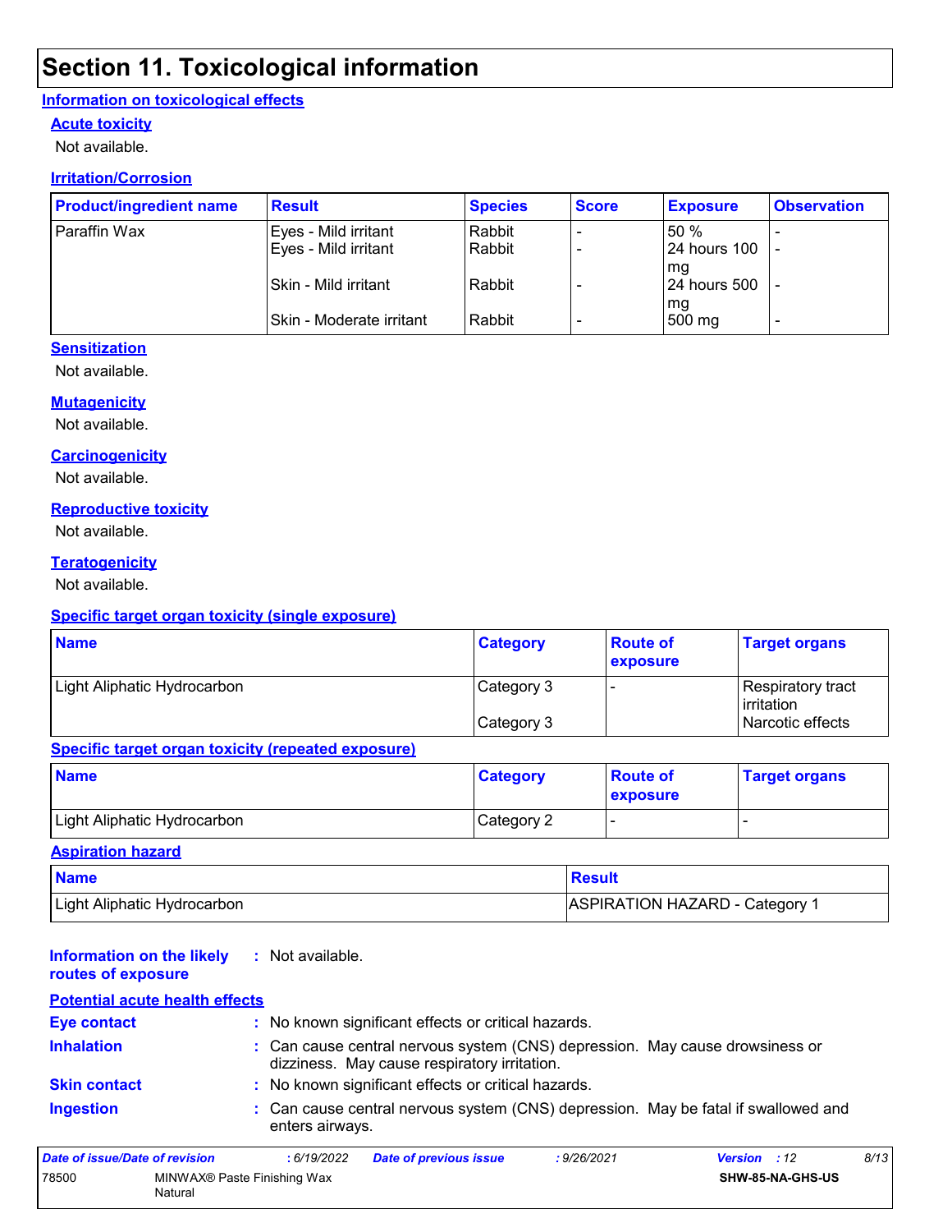# Section 11. Toxicological information

## Information on toxicological effects

### Acute toxicity

Not available.

### Irritation/Corrosion

| Product/ingredient name | Result | Species | Score | Exposure | Observation |
|---|---|---|---|---|---|
| Paraffin Wax | Eyes - Mild irritant | Rabbit | - | 50 % | - |
| | Eyes - Mild irritant | Rabbit | - | 24 hours 100 mg | - |
| | Skin - Mild irritant | Rabbit | - | 24 hours 500 mg | - |
| | Skin - Moderate irritant | Rabbit | - | 500 mg | - |

### Sensitization

Not available.

### Mutagenicity

Not available.

### Carcinogenicity

Not available.

### Reproductive toxicity

Not available.

### Teratogenicity

Not available.

### Specific target organ toxicity (single exposure)

| Name | Category | Route of exposure | Target organs |
|---|---|---|---|
| Light Aliphatic Hydrocarbon | Category 3 | - | Respiratory tract irritation |
| | Category 3 | | Narcotic effects |

### Specific target organ toxicity (repeated exposure)

| Name | Category | Route of exposure | Target organs |
|---|---|---|---|
| Light Aliphatic Hydrocarbon | Category 2 | - | - |

### Aspiration hazard

| Name | Result |
|---|---|
| Light Aliphatic Hydrocarbon | ASPIRATION HAZARD - Category 1 |

**Information on the likely routes of exposure** : Not available.

### Potential acute health effects

**Eye contact** : No known significant effects or critical hazards.

**Inhalation** : Can cause central nervous system (CNS) depression. May cause drowsiness or dizziness. May cause respiratory irritation.

**Skin contact** : No known significant effects or critical hazards.

**Ingestion** : Can cause central nervous system (CNS) depression. May be fatal if swallowed and enters airways.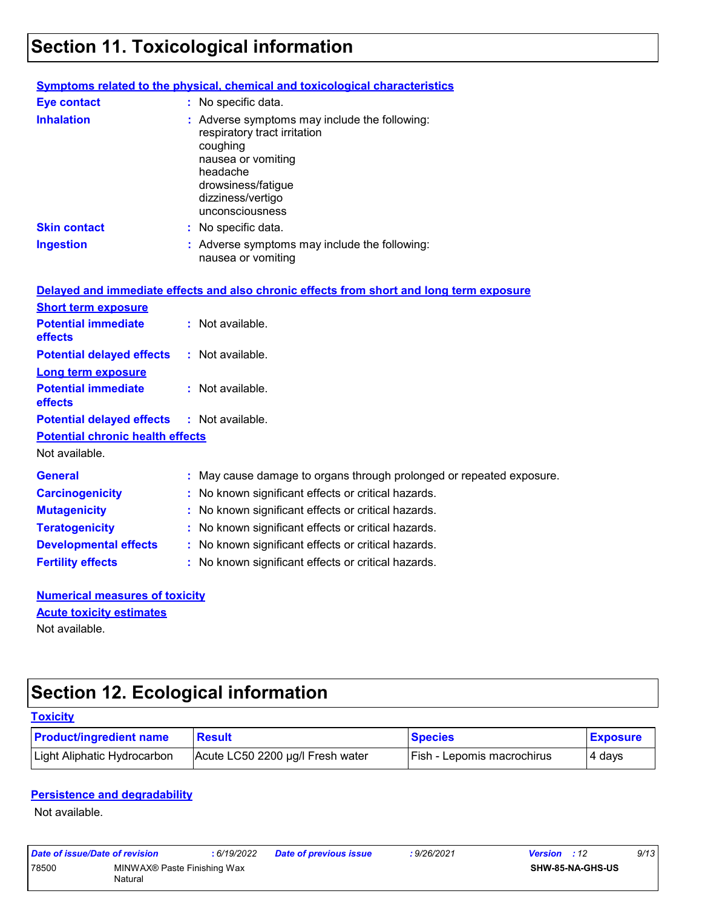# Section 11. Toxicological information

**Symptoms related to the physical, chemical and toxicological characteristics**

**Eye contact** : No specific data.

**Inhalation** : Adverse symptoms may include the following:
respiratory tract irritation
coughing
nausea or vomiting
headache
drowsiness/fatigue
dizziness/vertigo
unconsciousness

**Skin contact** : No specific data.

**Ingestion** : Adverse symptoms may include the following:
nausea or vomiting

**Delayed and immediate effects and also chronic effects from short and long term exposure**

**Short term exposure**

**Potential immediate effects** : Not available.

**Potential delayed effects** : Not available.

**Long term exposure**

**Potential immediate effects** : Not available.

**Potential delayed effects** : Not available.

**Potential chronic health effects**

Not available.

**General** : May cause damage to organs through prolonged or repeated exposure.

**Carcinogenicity** : No known significant effects or critical hazards.

**Mutagenicity** : No known significant effects or critical hazards.

**Teratogenicity** : No known significant effects or critical hazards.

**Developmental effects** : No known significant effects or critical hazards.

**Fertility effects** : No known significant effects or critical hazards.

**Numerical measures of toxicity**

**Acute toxicity estimates**

Not available.

# Section 12. Ecological information

**Toxicity**

| Product/ingredient name | Result | Species | Exposure |
|---|---|---|---|
| Light Aliphatic Hydrocarbon | Acute LC50 2200 µg/l Fresh water | Fish - Lepomis macrochirus | 4 days |

**Persistence and degradability**

Not available.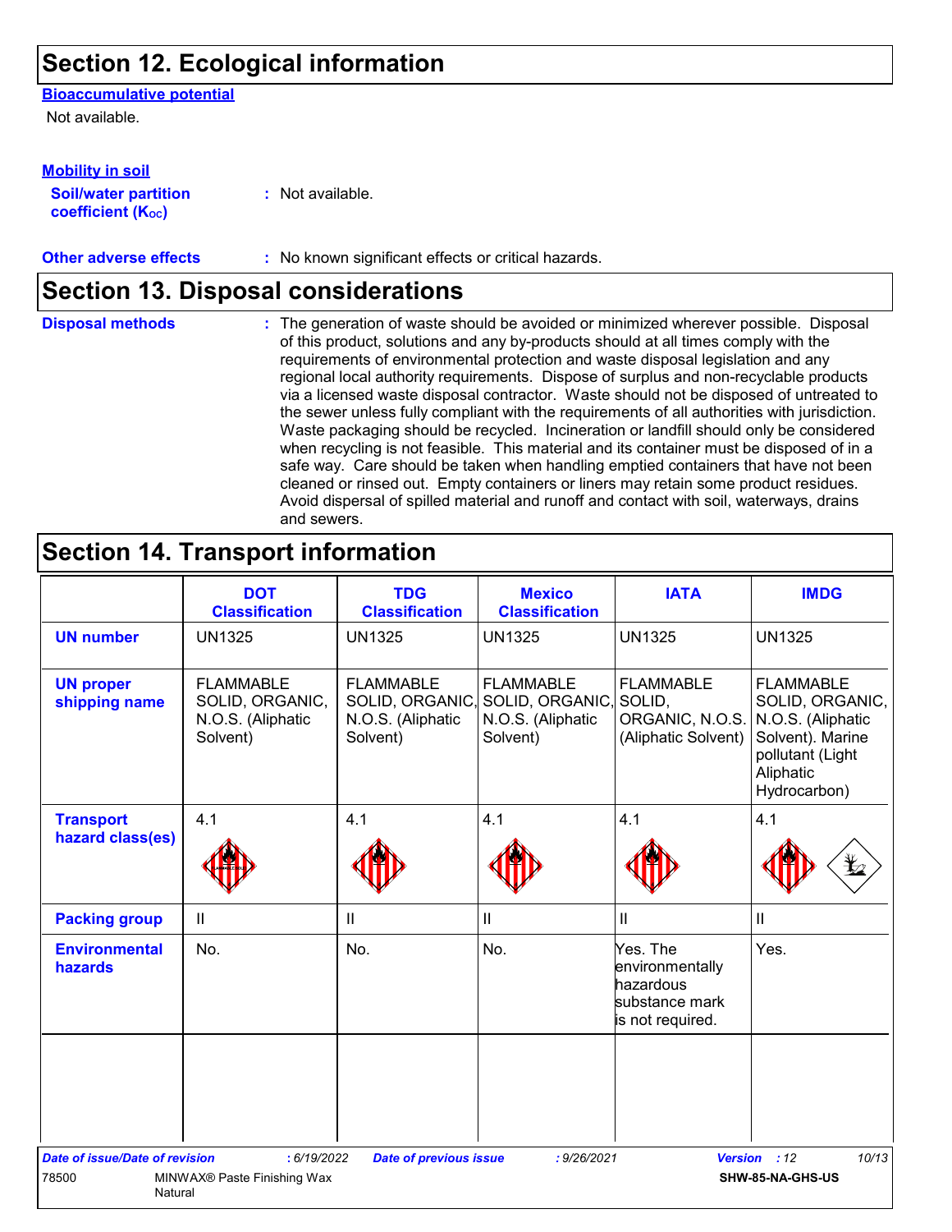## Section 12. Ecological information

**Bioaccumulative potential**

Not available.

**Mobility in soil**

**Soil/water partition coefficient ($K_{OC}$)** : Not available.

**Other adverse effects** : No known significant effects or critical hazards.

## Section 13. Disposal considerations

**Disposal methods** : The generation of waste should be avoided or minimized wherever possible. Disposal of this product, solutions and any by-products should at all times comply with the requirements of environmental protection and waste disposal legislation and any regional local authority requirements. Dispose of surplus and non-recyclable products via a licensed waste disposal contractor. Waste should not be disposed of untreated to the sewer unless fully compliant with the requirements of all authorities with jurisdiction. Waste packaging should be recycled. Incineration or landfill should only be considered when recycling is not feasible. This material and its container must be disposed of in a safe way. Care should be taken when handling emptied containers that have not been cleaned or rinsed out. Empty containers or liners may retain some product residues. Avoid dispersal of spilled material and runoff and contact with soil, waterways, drains and sewers.

## Section 14. Transport information

| | DOT Classification | TDG Classification | Mexico Classification | IATA | IMDG |
|---|---|---|---|---|---|
| **UN number** | UN1325 | UN1325 | UN1325 | UN1325 | UN1325 |
| **UN proper shipping name** | FLAMMABLE SOLID, ORGANIC, N.O.S. (Aliphatic Solvent) | FLAMMABLE SOLID, ORGANIC, N.O.S. (Aliphatic Solvent) | FLAMMABLE SOLID, ORGANIC, N.O.S. (Aliphatic Solvent) | FLAMMABLE SOLID, ORGANIC, N.O.S. (Aliphatic Solvent) | FLAMMABLE SOLID, ORGANIC, N.O.S. (Aliphatic Solvent). Marine pollutant (Light Aliphatic Hydrocarbon) |
| **Transport hazard class(es)** | 4.1 | 4.1 | 4.1 | 4.1 | 4.1 |
| **Packing group** | II | II | II | II | II |
| **Environmental hazards** | No. | No. | No. | Yes. The environmentally hazardous substance mark is not required. | Yes. |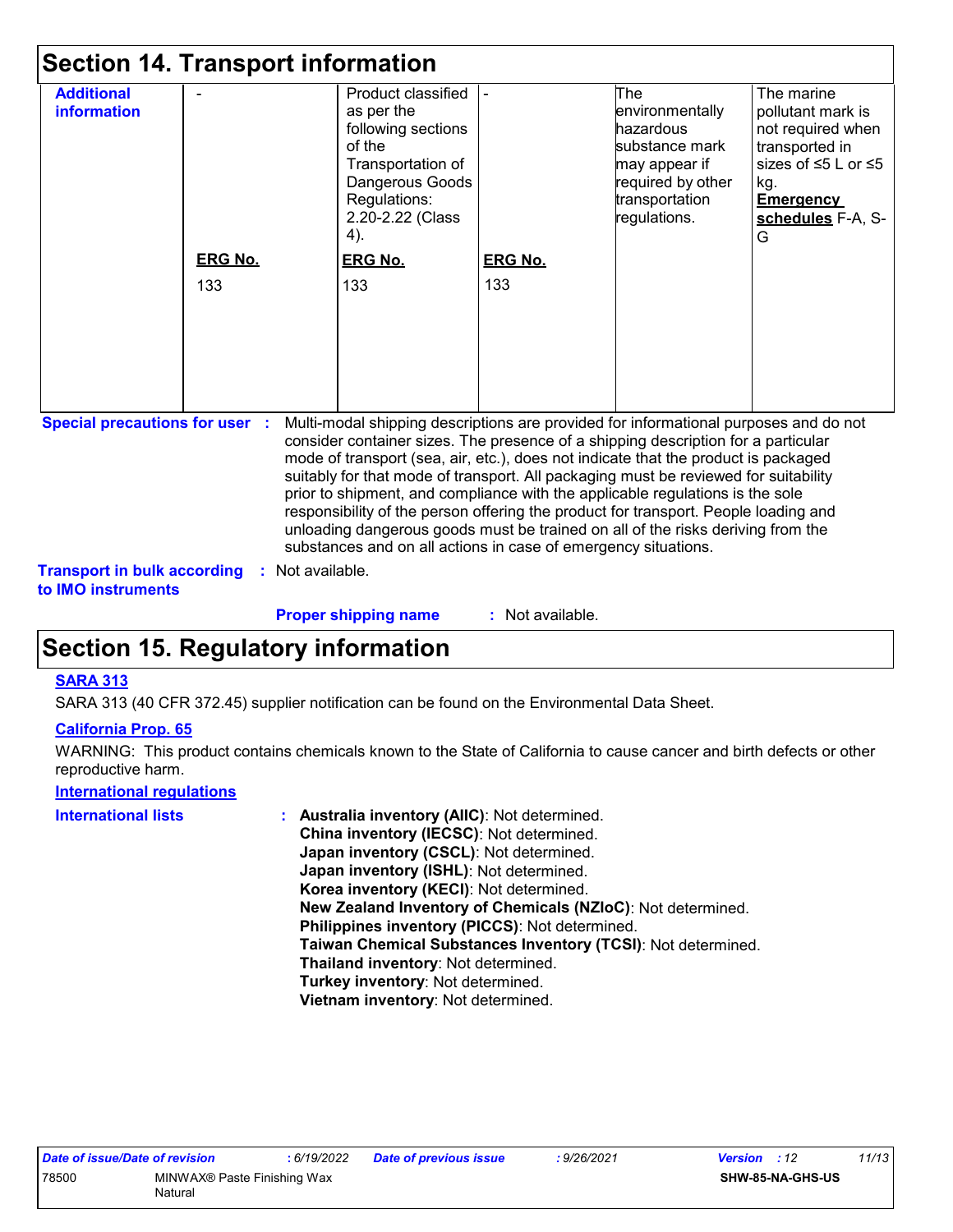## Section 14. Transport information

| | | | | | |
|---|---|---|---|---|---|
| **Additional information** | - | Product classified as per the following sections of the Transportation of Dangerous Goods Regulations: 2.20-2.22 (Class 4). | - | The environmentally hazardous substance mark may appear if required by other transportation regulations. | The marine pollutant mark is not required when transported in sizes of ≤5 L or ≤5 kg. **Emergency schedules** F-A, S-G |
| | **ERG No.** 133 | **ERG No.** 133 | **ERG No.** 133 | | |

**Special precautions for user** : Multi-modal shipping descriptions are provided for informational purposes and do not consider container sizes. The presence of a shipping description for a particular mode of transport (sea, air, etc.), does not indicate that the product is packaged suitably for that mode of transport. All packaging must be reviewed for suitability prior to shipment, and compliance with the applicable regulations is the sole responsibility of the person offering the product for transport. People loading and unloading dangerous goods must be trained on all of the risks deriving from the substances and on all actions in case of emergency situations.

**Transport in bulk according to IMO instruments** : Not available.

**Proper shipping name** : Not available.

## Section 15. Regulatory information

**SARA 313**

SARA 313 (40 CFR 372.45) supplier notification can be found on the Environmental Data Sheet.

**California Prop. 65**

WARNING: This product contains chemicals known to the State of California to cause cancer and birth defects or other reproductive harm.

**International regulations**

**International lists** :
**Australia inventory (AIIC)**: Not determined.
**China inventory (IECSC)**: Not determined.
**Japan inventory (CSCL)**: Not determined.
**Japan inventory (ISHL)**: Not determined.
**Korea inventory (KECI)**: Not determined.
**New Zealand Inventory of Chemicals (NZIoC)**: Not determined.
**Philippines inventory (PICCS)**: Not determined.
**Taiwan Chemical Substances Inventory (TCSI)**: Not determined.
**Thailand inventory**: Not determined.
**Turkey inventory**: Not determined.
**Vietnam inventory**: Not determined.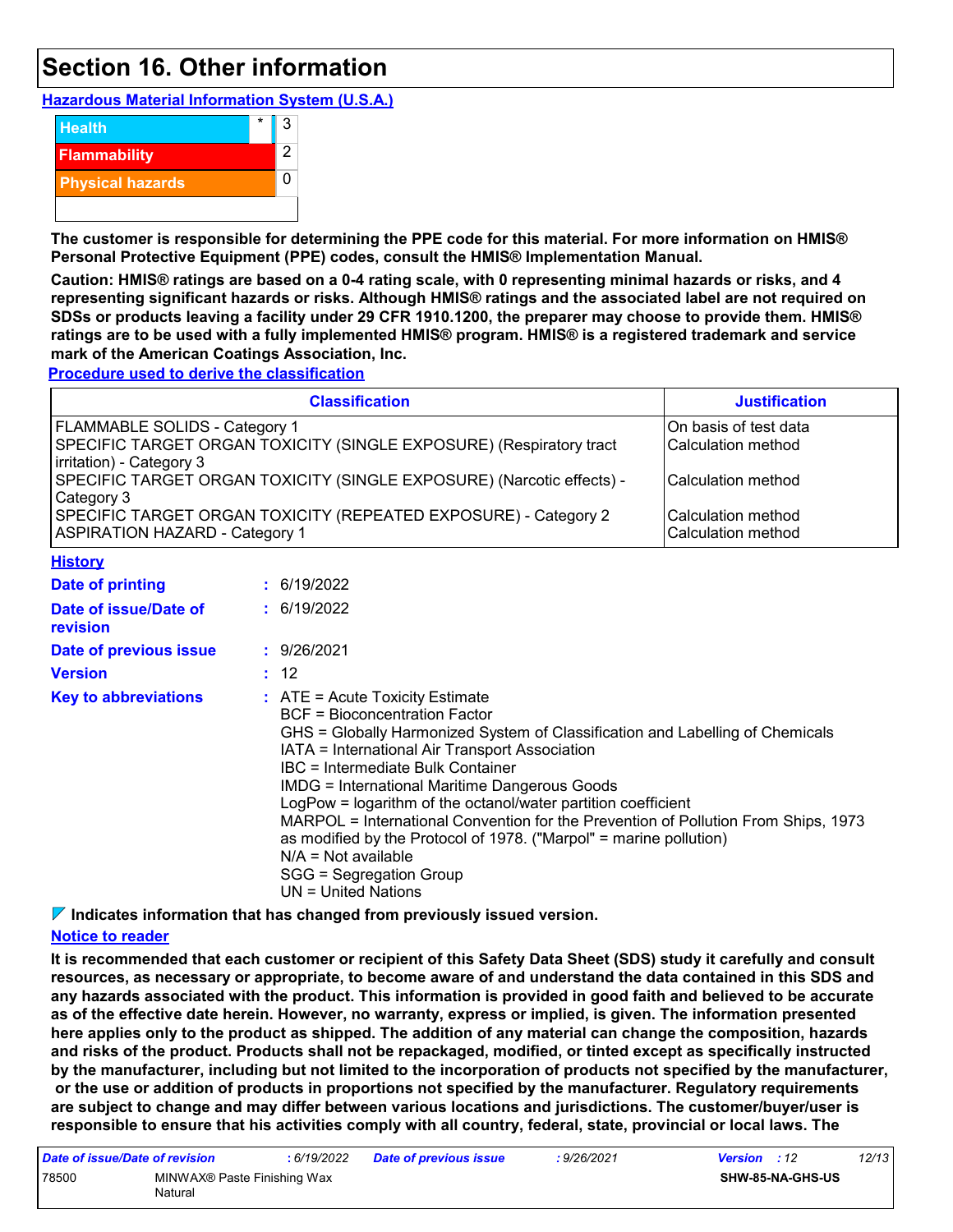# Section 16. Other information

**Hazardous Material Information System (U.S.A.)**

| | | |
|---|---|---|
| Health | * | 3 |
| Flammability | | 2 |
| Physical hazards | | 0 |

**The customer is responsible for determining the PPE code for this material. For more information on HMIS® Personal Protective Equipment (PPE) codes, consult the HMIS® Implementation Manual.**

**Caution: HMIS® ratings are based on a 0-4 rating scale, with 0 representing minimal hazards or risks, and 4 representing significant hazards or risks. Although HMIS® ratings and the associated label are not required on SDSs or products leaving a facility under 29 CFR 1910.1200, the preparer may choose to provide them. HMIS® ratings are to be used with a fully implemented HMIS® program. HMIS® is a registered trademark and service mark of the American Coatings Association, Inc.**

**Procedure used to derive the classification**

| Classification | Justification |
|---|---|
| FLAMMABLE SOLIDS - Category 1 | On basis of test data |
| SPECIFIC TARGET ORGAN TOXICITY (SINGLE EXPOSURE) (Respiratory tract irritation) - Category 3 | Calculation method |
| SPECIFIC TARGET ORGAN TOXICITY (SINGLE EXPOSURE) (Narcotic effects) - Category 3 | Calculation method |
| SPECIFIC TARGET ORGAN TOXICITY (REPEATED EXPOSURE) - Category 2 | Calculation method |
| ASPIRATION HAZARD - Category 1 | Calculation method |

**History**

**Date of printing** : 6/19/2022

**Date of issue/Date of revision** : 6/19/2022

**Date of previous issue** : 9/26/2021

**Version** : 12

**Key to abbreviations** :
ATE = Acute Toxicity Estimate
BCF = Bioconcentration Factor
GHS = Globally Harmonized System of Classification and Labelling of Chemicals
IATA = International Air Transport Association
IBC = Intermediate Bulk Container
IMDG = International Maritime Dangerous Goods
LogPow = logarithm of the octanol/water partition coefficient
MARPOL = International Convention for the Prevention of Pollution From Ships, 1973 as modified by the Protocol of 1978. ("Marpol" = marine pollution)
N/A = Not available
SGG = Segregation Group
UN = United Nations

**Indicates information that has changed from previously issued version.**

**Notice to reader**

**It is recommended that each customer or recipient of this Safety Data Sheet (SDS) study it carefully and consult resources, as necessary or appropriate, to become aware of and understand the data contained in this SDS and any hazards associated with the product. This information is provided in good faith and believed to be accurate as of the effective date herein. However, no warranty, express or implied, is given. The information presented here applies only to the product as shipped. The addition of any material can change the composition, hazards and risks of the product. Products shall not be repackaged, modified, or tinted except as specifically instructed by the manufacturer, including but not limited to the incorporation of products not specified by the manufacturer, or the use or addition of products in proportions not specified by the manufacturer. Regulatory requirements are subject to change and may differ between various locations and jurisdictions. The customer/buyer/user is responsible to ensure that his activities comply with all country, federal, state, provincial or local laws. The**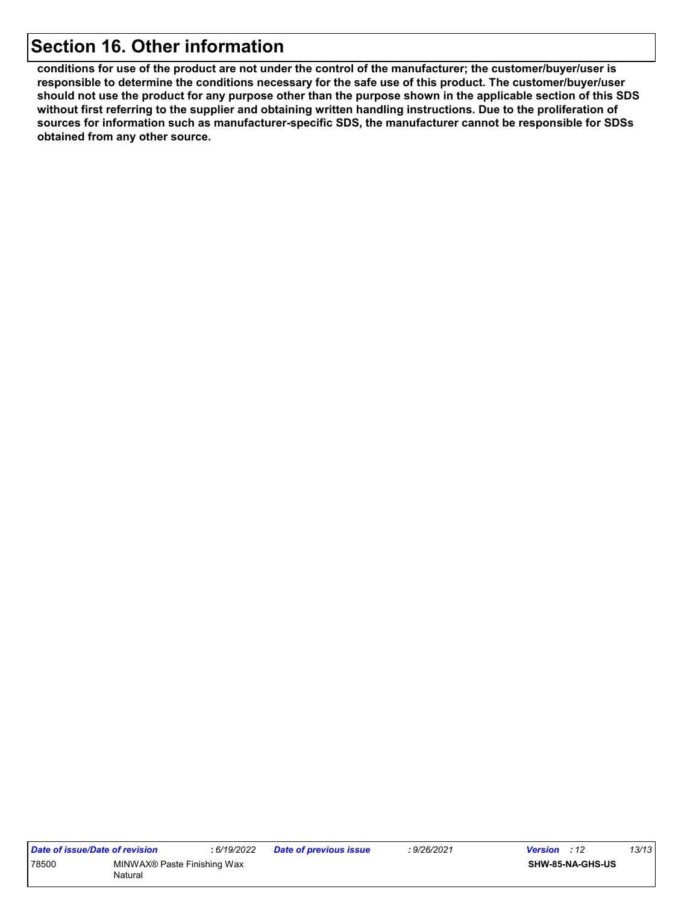# Section 16. Other information

**conditions for use of the product are not under the control of the manufacturer; the customer/buyer/user is responsible to determine the conditions necessary for the safe use of this product. The customer/buyer/user should not use the product for any purpose other than the purpose shown in the applicable section of this SDS without first referring to the supplier and obtaining written handling instructions. Due to the proliferation of sources for information such as manufacturer-specific SDS, the manufacturer cannot be responsible for SDSs obtained from any other source.**